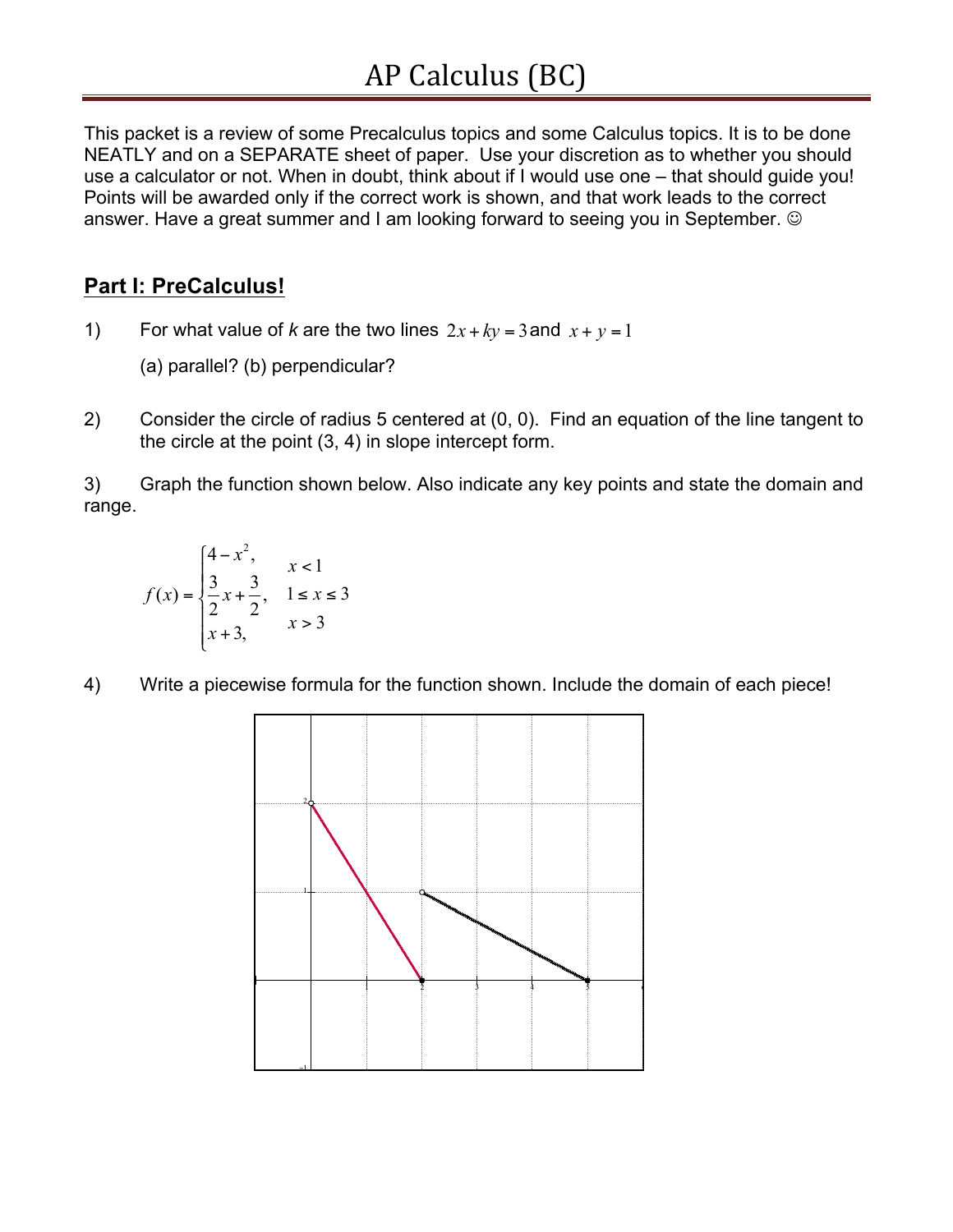# AP Calculus (BC)

This packet is a review of some Precalculus topics and some Calculus topics. It is to be done NEATLY and on a SEPARATE sheet of paper. Use your discretion as to whether you should use a calculator or not. When in doubt, think about if I would use one – that should guide you! Points will be awarded only if the correct work is shown, and that work leads to the correct answer. Have a great summer and I am looking forward to seeing you in September. ☺

## Part I: PreCalculus!

1) For what value of *k* are the two lines $2x + ky = 3$ and $x + y = 1$

   (a) parallel? (b) perpendicular?

2) Consider the circle of radius 5 centered at (0, 0). Find an equation of the line tangent to the circle at the point (3, 4) in slope intercept form.

3) Graph the function shown below. Also indicate any key points and state the domain and range.

$$f(x) = \begin{cases} 4 - x^2, & x < 1 \\ \frac{3}{2}x + \frac{3}{2}, & 1 \le x \le 3 \\ x + 3, & x > 3 \end{cases}$$

4) Write a piecewise formula for the function shown. Include the domain of each piece!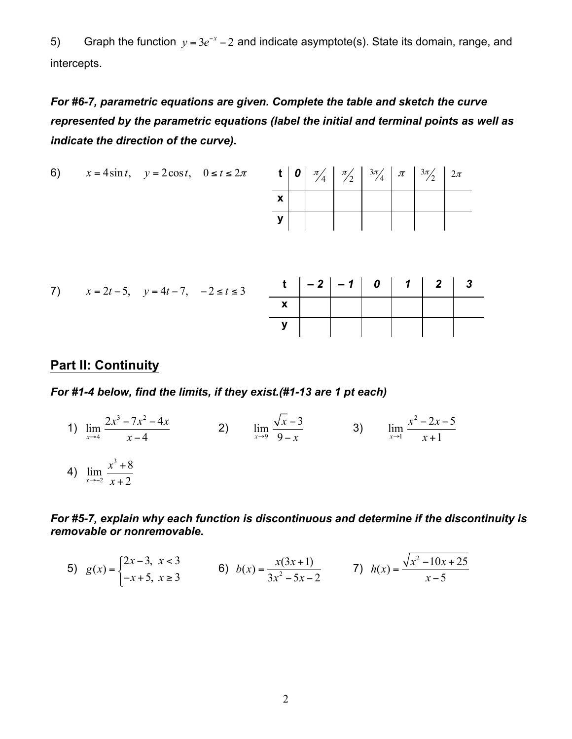5) Graph the function $y = 3e^{-x} - 2$ and indicate asymptote(s). State its domain, range, and intercepts.

***For #6-7, parametric equations are given. Complete the table and sketch the curve represented by the parametric equations (label the initial and terminal points as well as indicate the direction of the curve).***

6) $x = 4\sin t, \quad y = 2\cos t, \quad 0 \le t \le 2\pi$

| **t** | ***0*** | $\pi/4$ | $\pi/2$ | $3\pi/4$ | $\pi$ | $3\pi/2$ | $2\pi$ |
|---|---|---|---|---|---|---|---|
| **x** | | | | | | | |
| **y** | | | | | | | |

7) $x = 2t - 5, \quad y = 4t - 7, \quad -2 \le t \le 3$

| **t** | ***– 2*** | ***– 1*** | ***0*** | ***1*** | ***2*** | ***3*** |
|---|---|---|---|---|---|---|
| **x** | | | | | | |
| **y** | | | | | | |

## Part II: Continuity

***For #1-4 below, find the limits, if they exist.(#1-13 are 1 pt each)***

1) $\displaystyle\lim_{x \to 4} \frac{2x^3 - 7x^2 - 4x}{x - 4}$

2) $\displaystyle\lim_{x \to 9} \frac{\sqrt{x} - 3}{9 - x}$

3) $\displaystyle\lim_{x \to 1} \frac{x^2 - 2x - 5}{x + 1}$

4) $\displaystyle\lim_{x \to -2} \frac{x^3 + 8}{x + 2}$

***For #5-7, explain why each function is discontinuous and determine if the discontinuity is removable or nonremovable.***

5) $g(x) = \begin{cases} 2x - 3, & x < 3 \\ -x + 5, & x \ge 3 \end{cases}$

6) $b(x) = \dfrac{x(3x + 1)}{3x^2 - 5x - 2}$

7) $h(x) = \dfrac{\sqrt{x^2 - 10x + 25}}{x - 5}$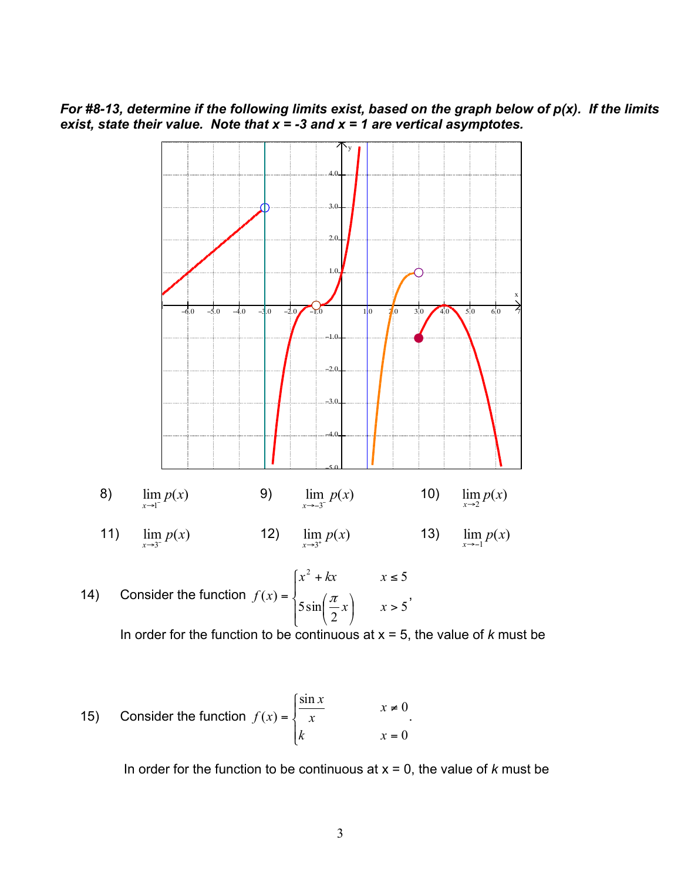***For #8-13, determine if the following limits exist, based on the graph below of p(x). If the limits exist, state their value. Note that x = -3 and x = 1 are vertical asymptotes.***

8) $\lim_{x \to 1^-} p(x)$

9) $\lim_{x \to -3^-} p(x)$

10) $\lim_{x \to 2} p(x)$

11) $\lim_{x \to 3^-} p(x)$

12) $\lim_{x \to 3^+} p(x)$

13) $\lim_{x \to -1} p(x)$

14) Consider the function $f(x) = \begin{cases} x^2 + kx & x \leq 5 \\ 5\sin\left(\frac{\pi}{2}x\right) & x > 5 \end{cases}$,

In order for the function to be continuous at x = 5, the value of $k$ must be

15) Consider the function $f(x) = \begin{cases} \frac{\sin x}{x} & x \neq 0 \\ k & x = 0 \end{cases}$.

In order for the function to be continuous at x = 0, the value of $k$ must be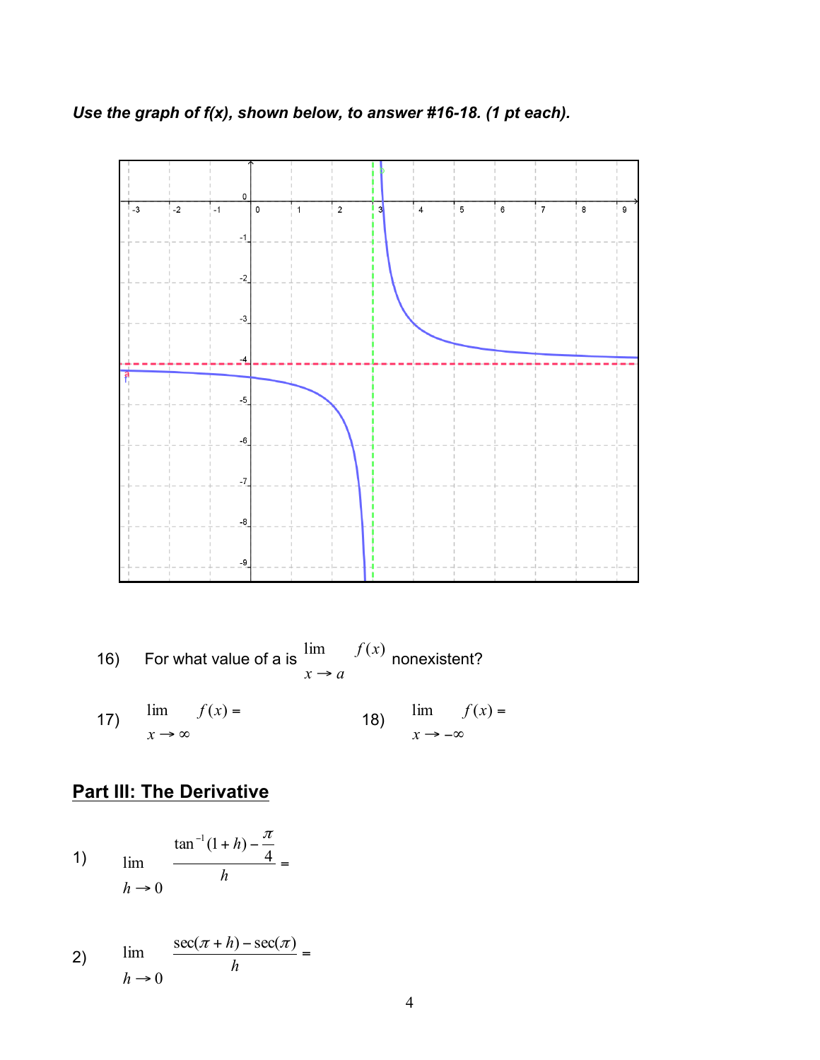***Use the graph of f(x), shown below, to answer #16-18. (1 pt each).***

16) For what value of a is $\lim_{x \to a} f(x)$ nonexistent?

17) $\lim_{x \to \infty} f(x) =$

18) $\lim_{x \to -\infty} f(x) =$

## Part III: The Derivative

1) $$\lim_{h \to 0} \frac{\tan^{-1}(1+h) - \frac{\pi}{4}}{h} =$$

2) $$\lim_{h \to 0} \frac{\sec(\pi + h) - \sec(\pi)}{h} =$$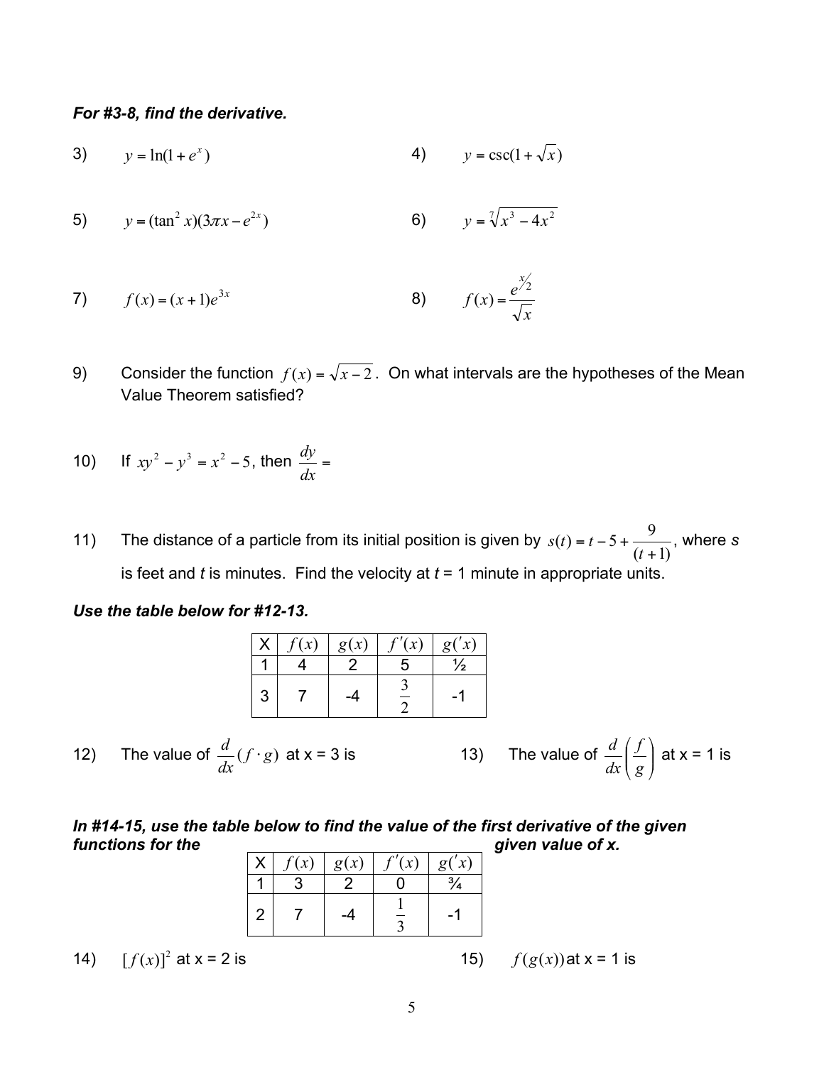***For #3-8, find the derivative.***

3) $y = \ln(1 + e^x)$

4) $y = \csc(1 + \sqrt{x})$

5) $y = (\tan^2 x)(3\pi x - e^{2x})$

6) $y = \sqrt[7]{x^3 - 4x^2}$

7) $f(x) = (x+1)e^{3x}$

8) $f(x) = \dfrac{e^{x/2}}{\sqrt{x}}$

9) Consider the function $f(x) = \sqrt{x-2}$. On what intervals are the hypotheses of the Mean Value Theorem satisfied?

10) If $xy^2 - y^3 = x^2 - 5$, then $\dfrac{dy}{dx} =$

11) The distance of a particle from its initial position is given by $s(t) = t - 5 + \dfrac{9}{(t+1)}$, where *s* is feet and *t* is minutes. Find the velocity at *t* = 1 minute in appropriate units.

***Use the table below for #12-13.***

| X | $f(x)$ | $g(x)$ | $f'(x)$ | $g'(x)$ |
|---|---|---|---|---|
| 1 | 4 | 2 | 5 | ½ |
| 3 | 7 | -4 | $\frac{3}{2}$ | -1 |

12) The value of $\dfrac{d}{dx}(f \cdot g)$ at x = 3 is

13) The value of $\dfrac{d}{dx}\left(\dfrac{f}{g}\right)$ at x = 1 is

***In #14-15, use the table below to find the value of the first derivative of the given functions for the given value of x.***

| X | $f(x)$ | $g(x)$ | $f'(x)$ | $g'(x)$ |
|---|---|---|---|---|
| 1 | 3 | 2 | 0 | ¾ |
| 2 | 7 | -4 | $\frac{1}{3}$ | -1 |

14) $[f(x)]^2$ at x = 2 is

15) $f(g(x))$ at x = 1 is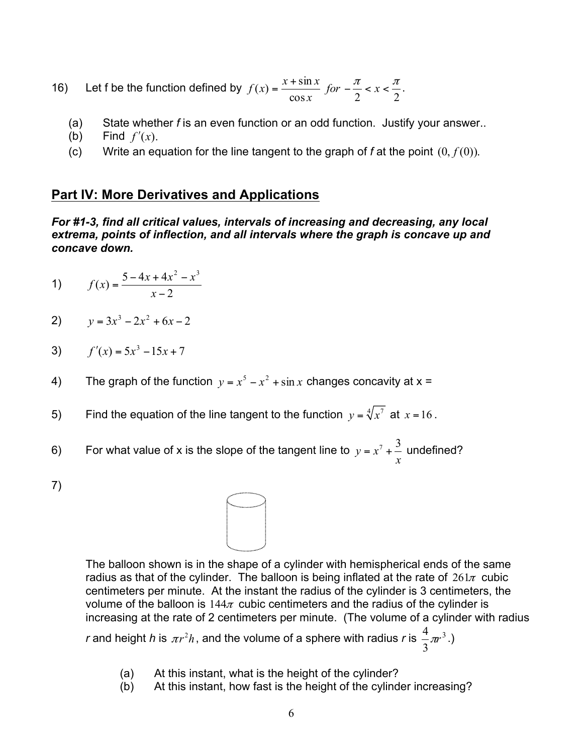16) Let f be the function defined by $f(x) = \frac{x + \sin x}{\cos x}$ *for* $-\frac{\pi}{2} < x < \frac{\pi}{2}$.

(a) State whether *f* is an even function or an odd function. Justify your answer..

(b) Find $f'(x)$.

(c) Write an equation for the line tangent to the graph of *f* at the point $(0, f(0))$.

## Part IV: More Derivatives and Applications

***For #1-3, find all critical values, intervals of increasing and decreasing, any local extrema, points of inflection, and all intervals where the graph is concave up and concave down.***

1) $f(x) = \frac{5 - 4x + 4x^2 - x^3}{x - 2}$

2) $y = 3x^3 - 2x^2 + 6x - 2$

3) $f'(x) = 5x^3 - 15x + 7$

4) The graph of the function $y = x^5 - x^2 + \sin x$ changes concavity at x =

5) Find the equation of the line tangent to the function $y = \sqrt[4]{x^7}$ at $x = 16$.

6) For what value of x is the slope of the tangent line to $y = x^7 + \frac{3}{x}$ undefined?

7)

The balloon shown is in the shape of a cylinder with hemispherical ends of the same radius as that of the cylinder. The balloon is being inflated at the rate of $261\pi$ cubic centimeters per minute. At the instant the radius of the cylinder is 3 centimeters, the volume of the balloon is $144\pi$ cubic centimeters and the radius of the cylinder is increasing at the rate of 2 centimeters per minute. (The volume of a cylinder with radius *r* and height *h* is $\pi r^2 h$, and the volume of a sphere with radius *r* is $\frac{4}{3}\pi r^3$.)

(a) At this instant, what is the height of the cylinder?

(b) At this instant, how fast is the height of the cylinder increasing?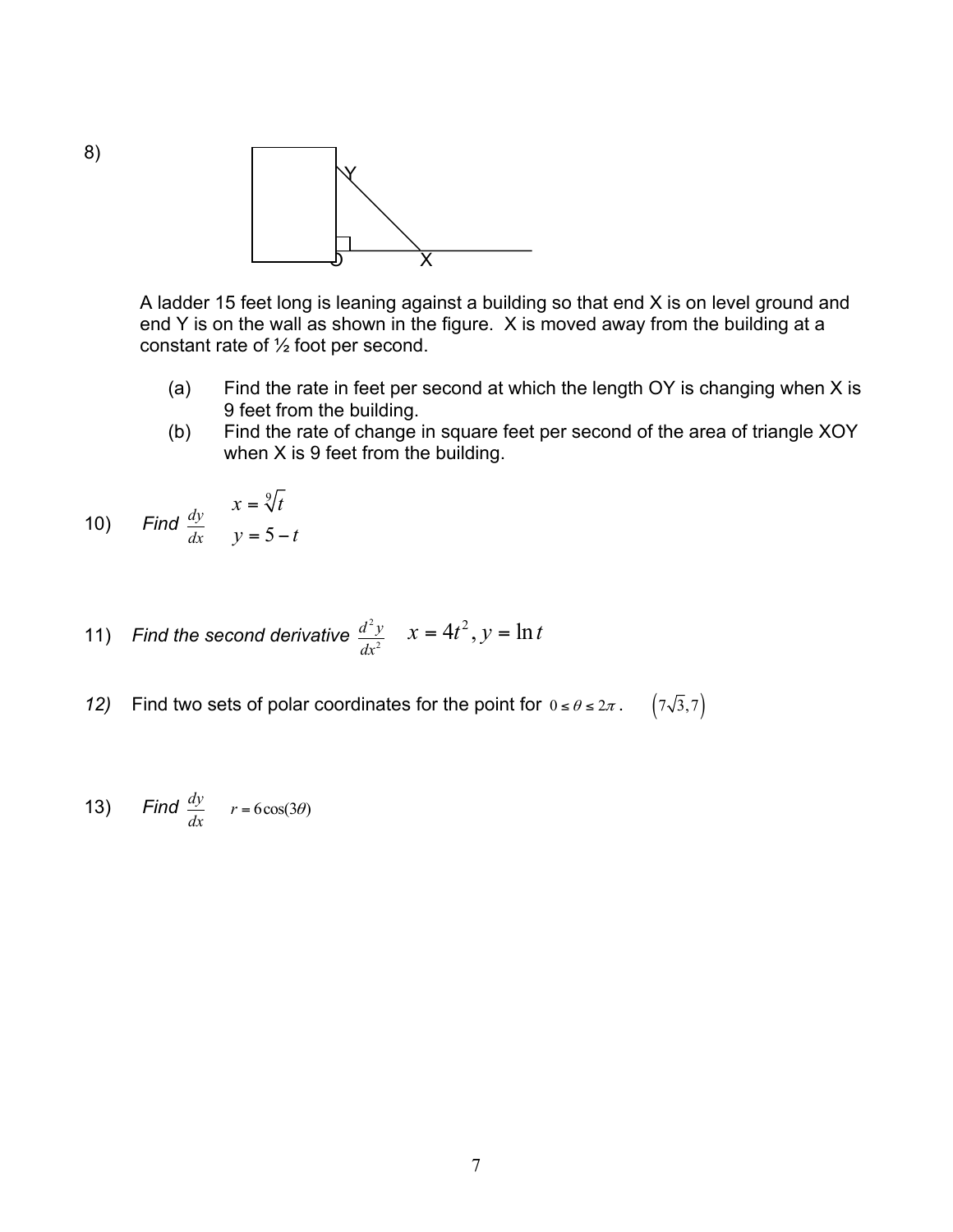8)

Y

O X

A ladder 15 feet long is leaning against a building so that end X is on level ground and end Y is on the wall as shown in the figure. X is moved away from the building at a constant rate of ½ foot per second.

(a) Find the rate in feet per second at which the length OY is changing when X is 9 feet from the building.

(b) Find the rate of change in square feet per second of the area of triangle XOY when X is 9 feet from the building.

10) *Find* $\frac{dy}{dx}$ $\quad x = \sqrt[9]{t}$, $\quad y = 5 - t$

11) *Find the second derivative* $\frac{d^2y}{dx^2}$ $\quad x = 4t^2, y = \ln t$

*12)* Find two sets of polar coordinates for the point for $0 \le \theta \le 2\pi$. $\quad \left(7\sqrt{3}, 7\right)$

13) *Find* $\frac{dy}{dx}$ $\quad r = 6\cos(3\theta)$